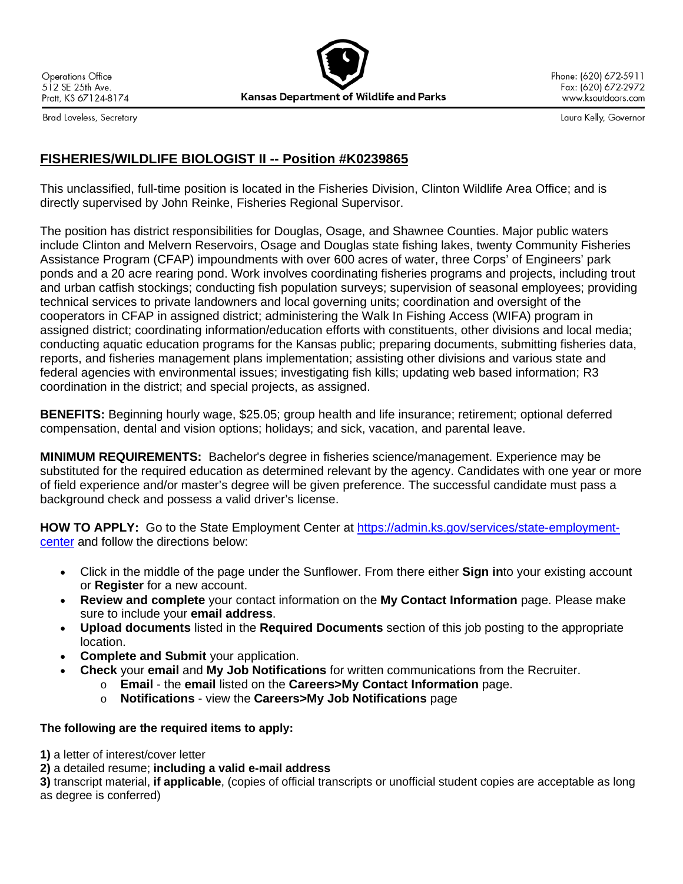Operations Office
512 SE 25th Ave.
Pratt, KS 67124-8174

**Kansas Department of Wildlife and Parks**

Phone: (620) 672-5911
Fax: (620) 672-2972
www.ksoutdoors.com

Brad Loveless, Secretary

Laura Kelly, Governor

## FISHERIES/WILDLIFE BIOLOGIST II -- Position #K0239865

This unclassified, full-time position is located in the Fisheries Division, Clinton Wildlife Area Office; and is directly supervised by John Reinke, Fisheries Regional Supervisor.

The position has district responsibilities for Douglas, Osage, and Shawnee Counties. Major public waters include Clinton and Melvern Reservoirs, Osage and Douglas state fishing lakes, twenty Community Fisheries Assistance Program (CFAP) impoundments with over 600 acres of water, three Corps' of Engineers' park ponds and a 20 acre rearing pond. Work involves coordinating fisheries programs and projects, including trout and urban catfish stockings; conducting fish population surveys; supervision of seasonal employees; providing technical services to private landowners and local governing units; coordination and oversight of the cooperators in CFAP in assigned district; administering the Walk In Fishing Access (WIFA) program in assigned district; coordinating information/education efforts with constituents, other divisions and local media; conducting aquatic education programs for the Kansas public; preparing documents, submitting fisheries data, reports, and fisheries management plans implementation; assisting other divisions and various state and federal agencies with environmental issues; investigating fish kills; updating web based information; R3 coordination in the district; and special projects, as assigned.

**BENEFITS:** Beginning hourly wage, $25.05; group health and life insurance; retirement; optional deferred compensation, dental and vision options; holidays; and sick, vacation, and parental leave.

**MINIMUM REQUIREMENTS:** Bachelor's degree in fisheries science/management. Experience may be substituted for the required education as determined relevant by the agency. Candidates with one year or more of field experience and/or master's degree will be given preference. The successful candidate must pass a background check and possess a valid driver's license.

**HOW TO APPLY:** Go to the State Employment Center at [https://admin.ks.gov/services/state-employment-center](https://admin.ks.gov/services/state-employment-center) and follow the directions below:

- Click in the middle of the page under the Sunflower. From there either **Sign in**to your existing account or **Register** for a new account.
- **Review and complete** your contact information on the **My Contact Information** page. Please make sure to include your **email address**.
- **Upload documents** listed in the **Required Documents** section of this job posting to the appropriate location.
- **Complete and Submit** your application.
- **Check** your **email** and **My Job Notifications** for written communications from the Recruiter.
  - **Email** - the **email** listed on the **Careers>My Contact Information** page.
  - **Notifications** - view the **Careers>My Job Notifications** page

**The following are the required items to apply:**

**1)** a letter of interest/cover letter
**2)** a detailed resume; **including a valid e-mail address**
**3)** transcript material, **if applicable**, (copies of official transcripts or unofficial student copies are acceptable as long as degree is conferred)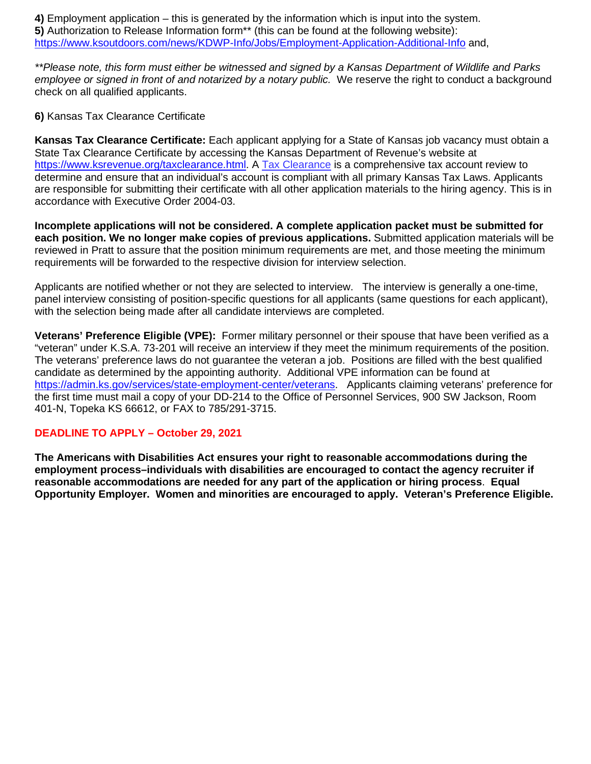**4)** Employment application – this is generated by the information which is input into the system.
**5)** Authorization to Release Information form** (this can be found at the following website): https://www.ksoutdoors.com/news/KDWP-Info/Jobs/Employment-Application-Additional-Info and,

*\*\*Please note, this form must either be witnessed and signed by a Kansas Department of Wildlife and Parks employee or signed in front of and notarized by a notary public.* We reserve the right to conduct a background check on all qualified applicants.

**6)** Kansas Tax Clearance Certificate

**Kansas Tax Clearance Certificate:** Each applicant applying for a State of Kansas job vacancy must obtain a State Tax Clearance Certificate by accessing the Kansas Department of Revenue's website at https://www.ksrevenue.org/taxclearance.html. A Tax Clearance is a comprehensive tax account review to determine and ensure that an individual's account is compliant with all primary Kansas Tax Laws. Applicants are responsible for submitting their certificate with all other application materials to the hiring agency. This is in accordance with Executive Order 2004-03.

**Incomplete applications will not be considered. A complete application packet must be submitted for each position. We no longer make copies of previous applications.** Submitted application materials will be reviewed in Pratt to assure that the position minimum requirements are met, and those meeting the minimum requirements will be forwarded to the respective division for interview selection.

Applicants are notified whether or not they are selected to interview. The interview is generally a one-time, panel interview consisting of position-specific questions for all applicants (same questions for each applicant), with the selection being made after all candidate interviews are completed.

**Veterans' Preference Eligible (VPE):** Former military personnel or their spouse that have been verified as a "veteran" under K.S.A. 73-201 will receive an interview if they meet the minimum requirements of the position. The veterans' preference laws do not guarantee the veteran a job. Positions are filled with the best qualified candidate as determined by the appointing authority. Additional VPE information can be found at https://admin.ks.gov/services/state-employment-center/veterans. Applicants claiming veterans' preference for the first time must mail a copy of your DD-214 to the Office of Personnel Services, 900 SW Jackson, Room 401-N, Topeka KS 66612, or FAX to 785/291-3715.

**DEADLINE TO APPLY – October 29, 2021**

**The Americans with Disabilities Act ensures your right to reasonable accommodations during the employment process–individuals with disabilities are encouraged to contact the agency recruiter if reasonable accommodations are needed for any part of the application or hiring process. Equal Opportunity Employer. Women and minorities are encouraged to apply. Veteran's Preference Eligible.**